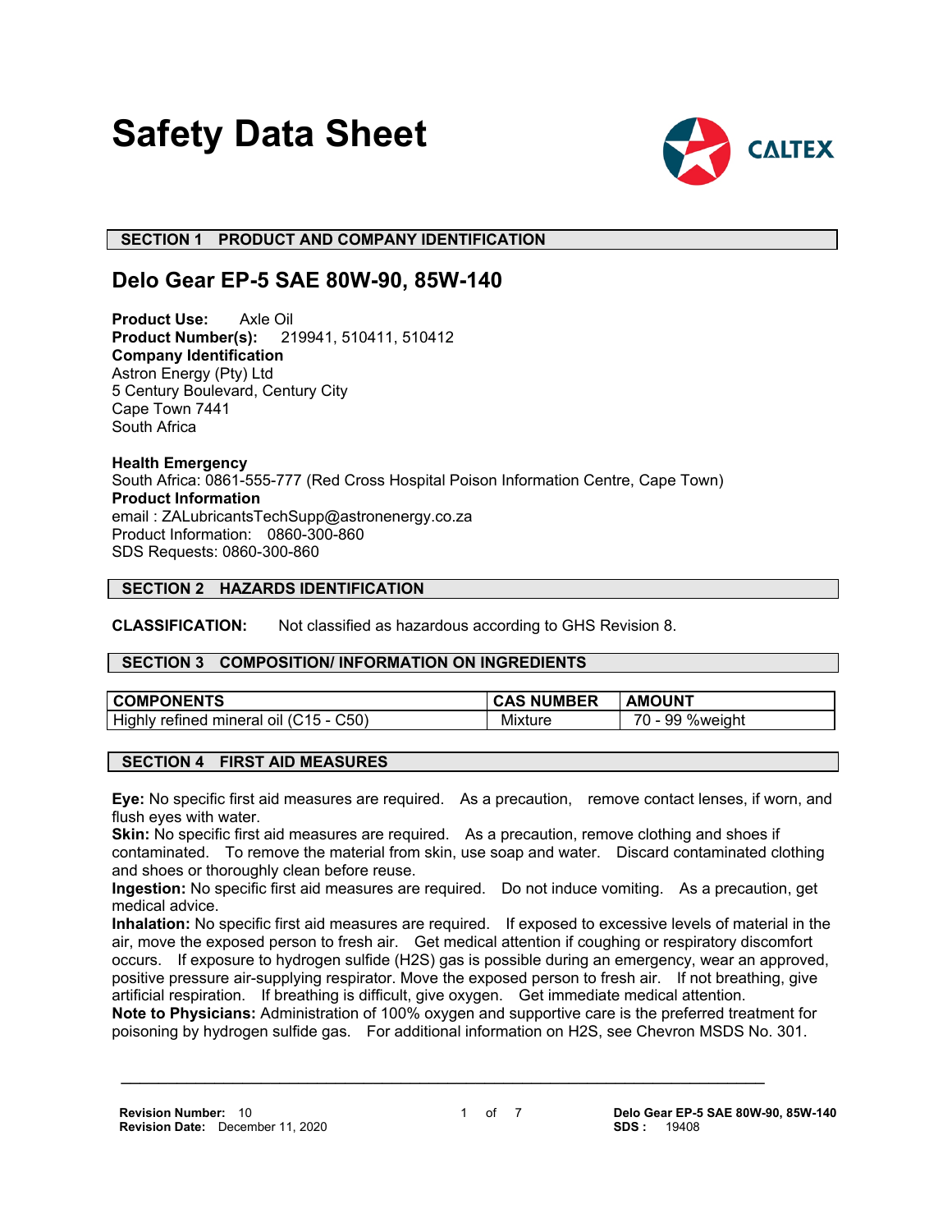# Safety Data Sheet

CALTEX

## SECTION 1 PRODUCT AND COMPANY IDENTIFICATION

## Delo Gear EP-5 SAE 80W-90, 85W-140

**Product Use:** Axle Oil
**Product Number(s):** 219941, 510411, 510412
**Company Identification**
Astron Energy (Pty) Ltd
5 Century Boulevard, Century City
Cape Town 7441
South Africa

**Health Emergency**
South Africa: 0861-555-777 (Red Cross Hospital Poison Information Centre, Cape Town)
**Product Information**
email : ZALubricantsTechSupp@astronenergy.co.za
Product Information: 0860-300-860
SDS Requests: 0860-300-860

## SECTION 2 HAZARDS IDENTIFICATION

**CLASSIFICATION:** Not classified as hazardous according to GHS Revision 8.

## SECTION 3 COMPOSITION/ INFORMATION ON INGREDIENTS

| COMPONENTS | CAS NUMBER | AMOUNT |
| --- | --- | --- |
| Highly refined mineral oil (C15 - C50) | Mixture | 70 - 99 %weight |

## SECTION 4 FIRST AID MEASURES

**Eye:** No specific first aid measures are required. As a precaution, remove contact lenses, if worn, and flush eyes with water.
**Skin:** No specific first aid measures are required. As a precaution, remove clothing and shoes if contaminated. To remove the material from skin, use soap and water. Discard contaminated clothing and shoes or thoroughly clean before reuse.
**Ingestion:** No specific first aid measures are required. Do not induce vomiting. As a precaution, get medical advice.
**Inhalation:** No specific first aid measures are required. If exposed to excessive levels of material in the air, move the exposed person to fresh air. Get medical attention if coughing or respiratory discomfort occurs. If exposure to hydrogen sulfide ($H_2S$) gas is possible during an emergency, wear an approved, positive pressure air-supplying respirator. Move the exposed person to fresh air. If not breathing, give artificial respiration. If breathing is difficult, give oxygen. Get immediate medical attention.
**Note to Physicians:** Administration of 100% oxygen and supportive care is the preferred treatment for poisoning by hydrogen sulfide gas. For additional information on $H_2S$, see Chevron MSDS No. 301.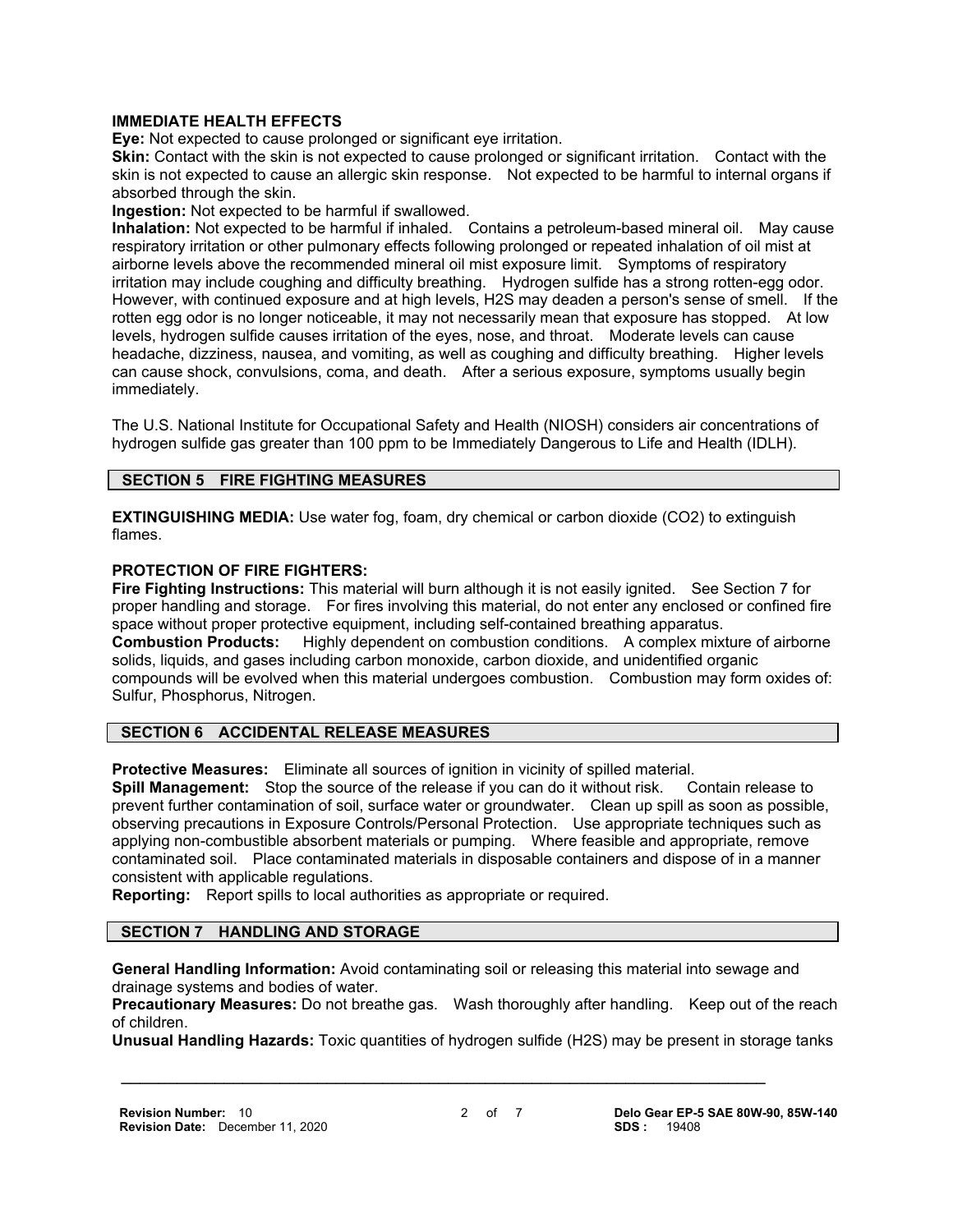**IMMEDIATE HEALTH EFFECTS**

**Eye:** Not expected to cause prolonged or significant eye irritation.

**Skin:** Contact with the skin is not expected to cause prolonged or significant irritation. Contact with the skin is not expected to cause an allergic skin response. Not expected to be harmful to internal organs if absorbed through the skin.

**Ingestion:** Not expected to be harmful if swallowed.

**Inhalation:** Not expected to be harmful if inhaled. Contains a petroleum-based mineral oil. May cause respiratory irritation or other pulmonary effects following prolonged or repeated inhalation of oil mist at airborne levels above the recommended mineral oil mist exposure limit. Symptoms of respiratory irritation may include coughing and difficulty breathing. Hydrogen sulfide has a strong rotten-egg odor. However, with continued exposure and at high levels, H2S may deaden a person's sense of smell. If the rotten egg odor is no longer noticeable, it may not necessarily mean that exposure has stopped. At low levels, hydrogen sulfide causes irritation of the eyes, nose, and throat. Moderate levels can cause headache, dizziness, nausea, and vomiting, as well as coughing and difficulty breathing. Higher levels can cause shock, convulsions, coma, and death. After a serious exposure, symptoms usually begin immediately.

The U.S. National Institute for Occupational Safety and Health (NIOSH) considers air concentrations of hydrogen sulfide gas greater than 100 ppm to be Immediately Dangerous to Life and Health (IDLH).

## SECTION 5 FIRE FIGHTING MEASURES

**EXTINGUISHING MEDIA:** Use water fog, foam, dry chemical or carbon dioxide (CO2) to extinguish flames.

**PROTECTION OF FIRE FIGHTERS:**

**Fire Fighting Instructions:** This material will burn although it is not easily ignited. See Section 7 for proper handling and storage. For fires involving this material, do not enter any enclosed or confined fire space without proper protective equipment, including self-contained breathing apparatus.

**Combustion Products:** Highly dependent on combustion conditions. A complex mixture of airborne solids, liquids, and gases including carbon monoxide, carbon dioxide, and unidentified organic compounds will be evolved when this material undergoes combustion. Combustion may form oxides of: Sulfur, Phosphorus, Nitrogen.

## SECTION 6 ACCIDENTAL RELEASE MEASURES

**Protective Measures:** Eliminate all sources of ignition in vicinity of spilled material.

**Spill Management:** Stop the source of the release if you can do it without risk. Contain release to prevent further contamination of soil, surface water or groundwater. Clean up spill as soon as possible, observing precautions in Exposure Controls/Personal Protection. Use appropriate techniques such as applying non-combustible absorbent materials or pumping. Where feasible and appropriate, remove contaminated soil. Place contaminated materials in disposable containers and dispose of in a manner consistent with applicable regulations.

**Reporting:** Report spills to local authorities as appropriate or required.

## SECTION 7 HANDLING AND STORAGE

**General Handling Information:** Avoid contaminating soil or releasing this material into sewage and drainage systems and bodies of water.

**Precautionary Measures:** Do not breathe gas. Wash thoroughly after handling. Keep out of the reach of children.

**Unusual Handling Hazards:** Toxic quantities of hydrogen sulfide (H2S) may be present in storage tanks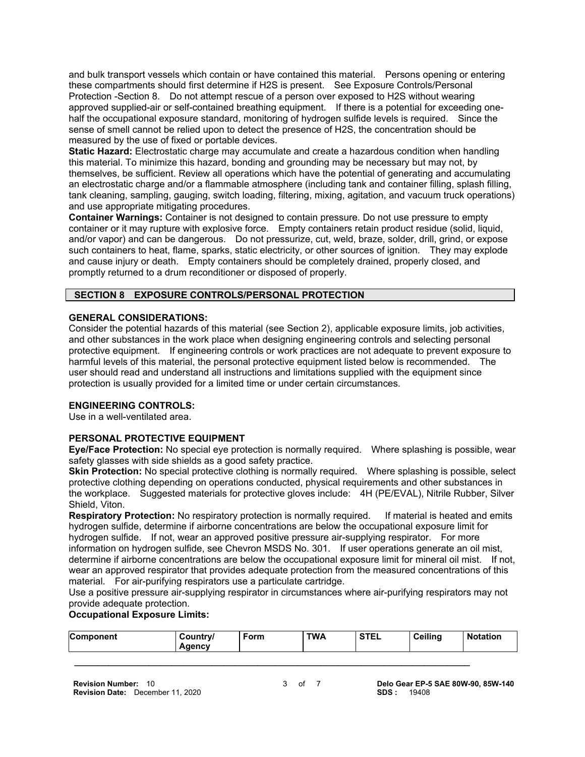and bulk transport vessels which contain or have contained this material. Persons opening or entering these compartments should first determine if H2S is present. See Exposure Controls/Personal Protection -Section 8. Do not attempt rescue of a person over exposed to H2S without wearing approved supplied-air or self-contained breathing equipment. If there is a potential for exceeding one-half the occupational exposure standard, monitoring of hydrogen sulfide levels is required. Since the sense of smell cannot be relied upon to detect the presence of H2S, the concentration should be measured by the use of fixed or portable devices.

**Static Hazard:** Electrostatic charge may accumulate and create a hazardous condition when handling this material. To minimize this hazard, bonding and grounding may be necessary but may not, by themselves, be sufficient. Review all operations which have the potential of generating and accumulating an electrostatic charge and/or a flammable atmosphere (including tank and container filling, splash filling, tank cleaning, sampling, gauging, switch loading, filtering, mixing, agitation, and vacuum truck operations) and use appropriate mitigating procedures.

**Container Warnings:** Container is not designed to contain pressure. Do not use pressure to empty container or it may rupture with explosive force. Empty containers retain product residue (solid, liquid, and/or vapor) and can be dangerous. Do not pressurize, cut, weld, braze, solder, drill, grind, or expose such containers to heat, flame, sparks, static electricity, or other sources of ignition. They may explode and cause injury or death. Empty containers should be completely drained, properly closed, and promptly returned to a drum reconditioner or disposed of properly.

## SECTION 8 EXPOSURE CONTROLS/PERSONAL PROTECTION

**GENERAL CONSIDERATIONS:**

Consider the potential hazards of this material (see Section 2), applicable exposure limits, job activities, and other substances in the work place when designing engineering controls and selecting personal protective equipment. If engineering controls or work practices are not adequate to prevent exposure to harmful levels of this material, the personal protective equipment listed below is recommended. The user should read and understand all instructions and limitations supplied with the equipment since protection is usually provided for a limited time or under certain circumstances.

**ENGINEERING CONTROLS:**

Use in a well-ventilated area.

**PERSONAL PROTECTIVE EQUIPMENT**

**Eye/Face Protection:** No special eye protection is normally required. Where splashing is possible, wear safety glasses with side shields as a good safety practice.

**Skin Protection:** No special protective clothing is normally required. Where splashing is possible, select protective clothing depending on operations conducted, physical requirements and other substances in the workplace. Suggested materials for protective gloves include: 4H (PE/EVAL), Nitrile Rubber, Silver Shield, Viton.

**Respiratory Protection:** No respiratory protection is normally required. If material is heated and emits hydrogen sulfide, determine if airborne concentrations are below the occupational exposure limit for hydrogen sulfide. If not, wear an approved positive pressure air-supplying respirator. For more information on hydrogen sulfide, see Chevron MSDS No. 301. If user operations generate an oil mist, determine if airborne concentrations are below the occupational exposure limit for mineral oil mist. If not, wear an approved respirator that provides adequate protection from the measured concentrations of this material. For air-purifying respirators use a particulate cartridge.

Use a positive pressure air-supplying respirator in circumstances where air-purifying respirators may not provide adequate protection.

**Occupational Exposure Limits:**

| Component | Country/ Agency | Form | TWA | STEL | Ceiling | Notation |
|---|---|---|---|---|---|---|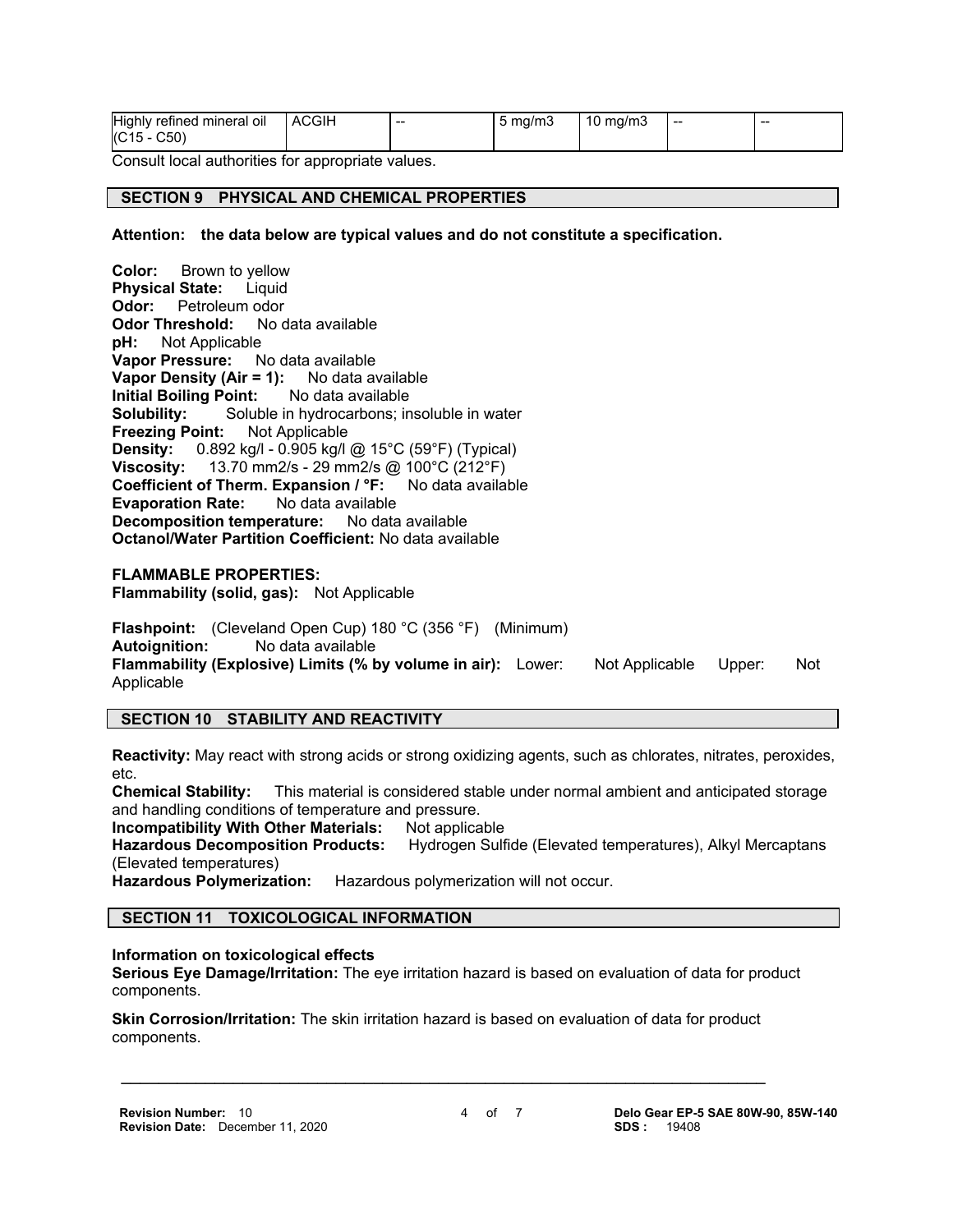| Highly refined mineral oil (C15 - C50) | ACGIH | -- | 5 mg/m3 | 10 mg/m3 | -- | -- |
|---|---|---|---|---|---|---|

Consult local authorities for appropriate values.

## SECTION 9 PHYSICAL AND CHEMICAL PROPERTIES

**Attention: the data below are typical values and do not constitute a specification.**

**Color:** Brown to yellow
**Physical State:** Liquid
**Odor:** Petroleum odor
**Odor Threshold:** No data available
**pH:** Not Applicable
**Vapor Pressure:** No data available
**Vapor Density (Air = 1):** No data available
**Initial Boiling Point:** No data available
**Solubility:** Soluble in hydrocarbons; insoluble in water
**Freezing Point:** Not Applicable
**Density:** 0.892 kg/l - 0.905 kg/l @ 15°C (59°F) (Typical)
**Viscosity:** 13.70 mm2/s - 29 mm2/s @ 100°C (212°F)
**Coefficient of Therm. Expansion / °F:** No data available
**Evaporation Rate:** No data available
**Decomposition temperature:** No data available
**Octanol/Water Partition Coefficient:** No data available

**FLAMMABLE PROPERTIES:**
**Flammability (solid, gas):** Not Applicable

**Flashpoint:** (Cleveland Open Cup) 180 °C (356 °F) (Minimum)
**Autoignition:** No data available
**Flammability (Explosive) Limits (% by volume in air):** Lower: Not Applicable Upper: Not Applicable

## SECTION 10 STABILITY AND REACTIVITY

**Reactivity:** May react with strong acids or strong oxidizing agents, such as chlorates, nitrates, peroxides, etc.
**Chemical Stability:** This material is considered stable under normal ambient and anticipated storage and handling conditions of temperature and pressure.
**Incompatibility With Other Materials:** Not applicable
**Hazardous Decomposition Products:** Hydrogen Sulfide (Elevated temperatures), Alkyl Mercaptans (Elevated temperatures)
**Hazardous Polymerization:** Hazardous polymerization will not occur.

## SECTION 11 TOXICOLOGICAL INFORMATION

**Information on toxicological effects**
**Serious Eye Damage/Irritation:** The eye irritation hazard is based on evaluation of data for product components.

**Skin Corrosion/Irritation:** The skin irritation hazard is based on evaluation of data for product components.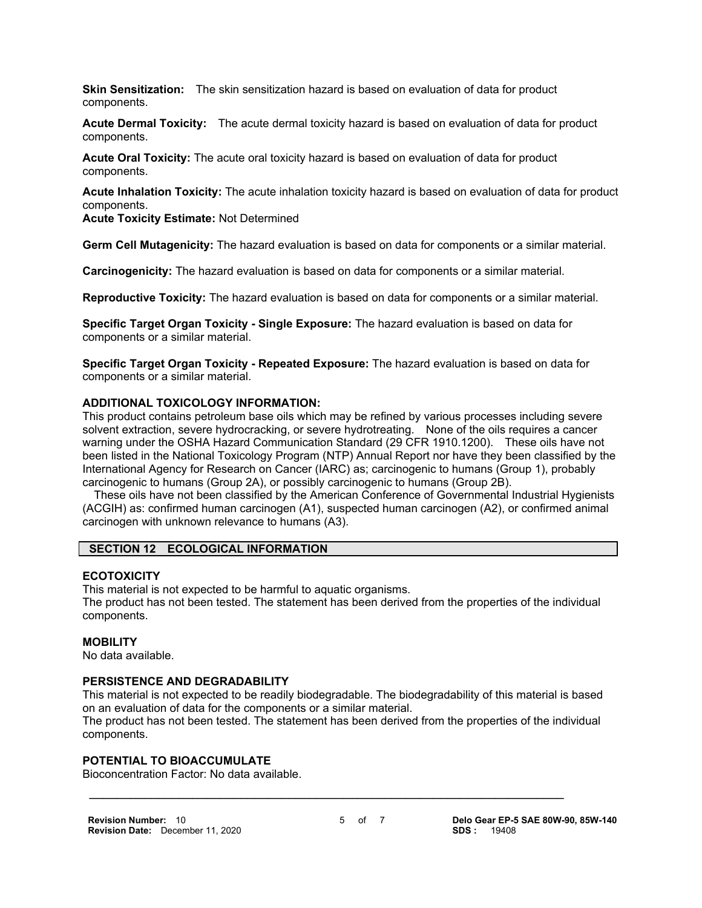**Skin Sensitization:** The skin sensitization hazard is based on evaluation of data for product components.

**Acute Dermal Toxicity:** The acute dermal toxicity hazard is based on evaluation of data for product components.

**Acute Oral Toxicity:** The acute oral toxicity hazard is based on evaluation of data for product components.

**Acute Inhalation Toxicity:** The acute inhalation toxicity hazard is based on evaluation of data for product components.
**Acute Toxicity Estimate:** Not Determined

**Germ Cell Mutagenicity:** The hazard evaluation is based on data for components or a similar material.

**Carcinogenicity:** The hazard evaluation is based on data for components or a similar material.

**Reproductive Toxicity:** The hazard evaluation is based on data for components or a similar material.

**Specific Target Organ Toxicity - Single Exposure:** The hazard evaluation is based on data for components or a similar material.

**Specific Target Organ Toxicity - Repeated Exposure:** The hazard evaluation is based on data for components or a similar material.

**ADDITIONAL TOXICOLOGY INFORMATION:**
This product contains petroleum base oils which may be refined by various processes including severe solvent extraction, severe hydrocracking, or severe hydrotreating. None of the oils requires a cancer warning under the OSHA Hazard Communication Standard (29 CFR 1910.1200). These oils have not been listed in the National Toxicology Program (NTP) Annual Report nor have they been classified by the International Agency for Research on Cancer (IARC) as; carcinogenic to humans (Group 1), probably carcinogenic to humans (Group 2A), or possibly carcinogenic to humans (Group 2B).
These oils have not been classified by the American Conference of Governmental Industrial Hygienists (ACGIH) as: confirmed human carcinogen (A1), suspected human carcinogen (A2), or confirmed animal carcinogen with unknown relevance to humans (A3).

## SECTION 12 ECOLOGICAL INFORMATION

**ECOTOXICITY**
This material is not expected to be harmful to aquatic organisms.
The product has not been tested. The statement has been derived from the properties of the individual components.

**MOBILITY**
No data available.

**PERSISTENCE AND DEGRADABILITY**
This material is not expected to be readily biodegradable. The biodegradability of this material is based on an evaluation of data for the components or a similar material.
The product has not been tested. The statement has been derived from the properties of the individual components.

**POTENTIAL TO BIOACCUMULATE**
Bioconcentration Factor: No data available.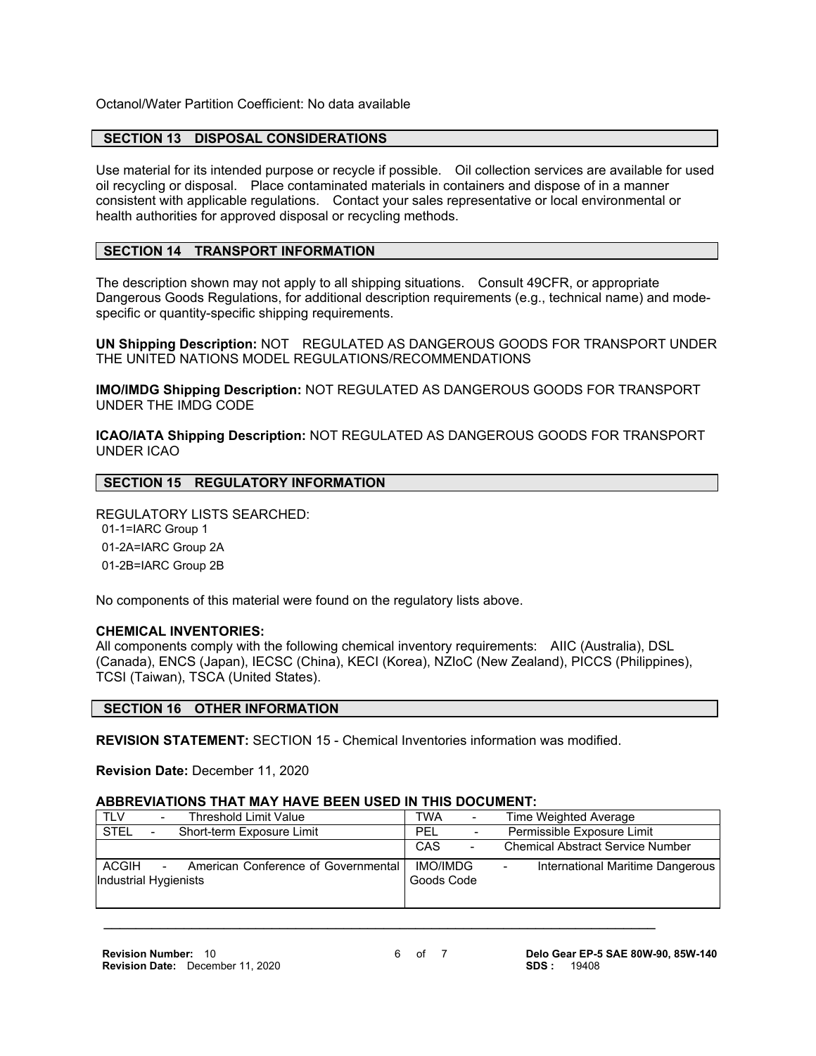Octanol/Water Partition Coefficient: No data available

## SECTION 13 DISPOSAL CONSIDERATIONS

Use material for its intended purpose or recycle if possible. Oil collection services are available for used oil recycling or disposal. Place contaminated materials in containers and dispose of in a manner consistent with applicable regulations. Contact your sales representative or local environmental or health authorities for approved disposal or recycling methods.

## SECTION 14 TRANSPORT INFORMATION

The description shown may not apply to all shipping situations. Consult 49CFR, or appropriate Dangerous Goods Regulations, for additional description requirements (e.g., technical name) and mode-specific or quantity-specific shipping requirements.

**UN Shipping Description:** NOT REGULATED AS DANGEROUS GOODS FOR TRANSPORT UNDER THE UNITED NATIONS MODEL REGULATIONS/RECOMMENDATIONS

**IMO/IMDG Shipping Description:** NOT REGULATED AS DANGEROUS GOODS FOR TRANSPORT UNDER THE IMDG CODE

**ICAO/IATA Shipping Description:** NOT REGULATED AS DANGEROUS GOODS FOR TRANSPORT UNDER ICAO

## SECTION 15 REGULATORY INFORMATION

REGULATORY LISTS SEARCHED:

01-1=IARC Group 1
01-2A=IARC Group 2A
01-2B=IARC Group 2B

No components of this material were found on the regulatory lists above.

**CHEMICAL INVENTORIES:**
All components comply with the following chemical inventory requirements: AIIC (Australia), DSL (Canada), ENCS (Japan), IECSC (China), KECI (Korea), NZIoC (New Zealand), PICCS (Philippines), TCSI (Taiwan), TSCA (United States).

## SECTION 16 OTHER INFORMATION

**REVISION STATEMENT:** SECTION 15 - Chemical Inventories information was modified.

**Revision Date:** December 11, 2020

**ABBREVIATIONS THAT MAY HAVE BEEN USED IN THIS DOCUMENT:**

| | |
|---|---|
| TLV - Threshold Limit Value | TWA - Time Weighted Average |
| STEL - Short-term Exposure Limit | PEL - Permissible Exposure Limit |
| | CAS - Chemical Abstract Service Number |
| ACGIH - American Conference of Governmental Industrial Hygienists | IMO/IMDG - International Maritime Dangerous Goods Code |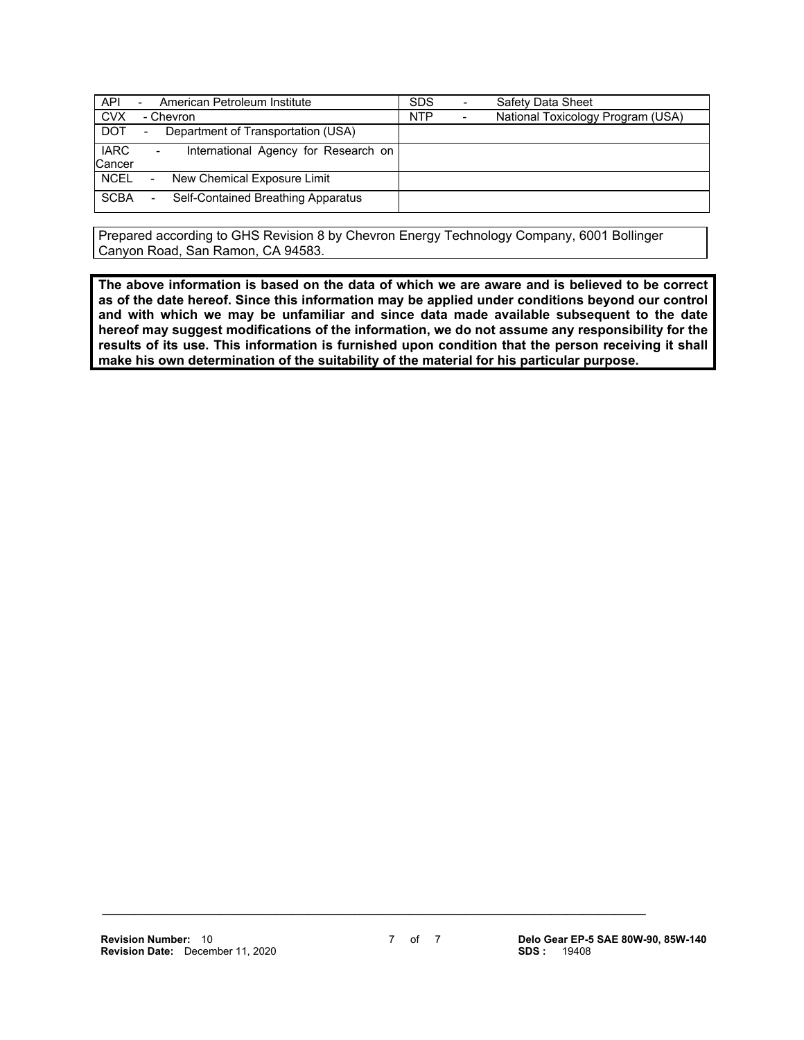| | |
|---|---|
| API - American Petroleum Institute | SDS - Safety Data Sheet |
| CVX - Chevron | NTP - National Toxicology Program (USA) |
| DOT - Department of Transportation (USA) | |
| IARC - International Agency for Research on Cancer | |
| NCEL - New Chemical Exposure Limit | |
| SCBA - Self-Contained Breathing Apparatus | |

Prepared according to GHS Revision 8 by Chevron Energy Technology Company, 6001 Bollinger Canyon Road, San Ramon, CA 94583.

**The above information is based on the data of which we are aware and is believed to be correct as of the date hereof. Since this information may be applied under conditions beyond our control and with which we may be unfamiliar and since data made available subsequent to the date hereof may suggest modifications of the information, we do not assume any responsibility for the results of its use. This information is furnished upon condition that the person receiving it shall make his own determination of the suitability of the material for his particular purpose.**